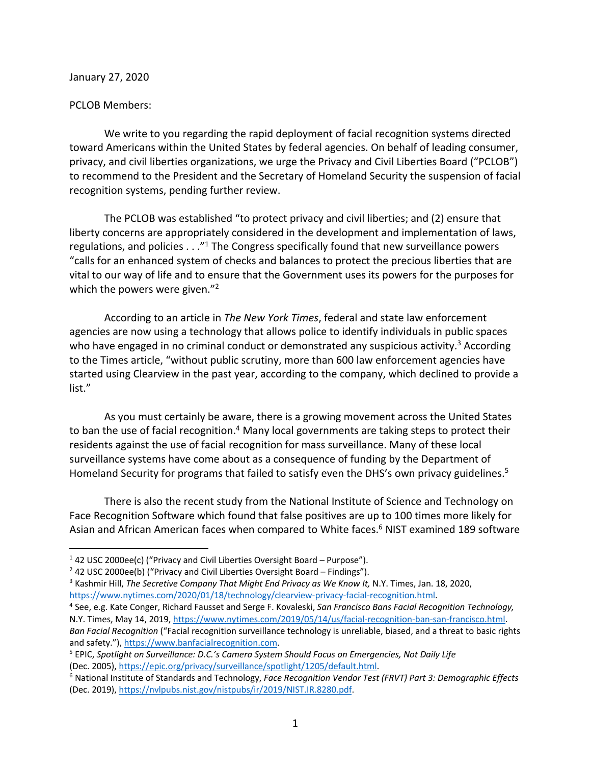January 27, 2020

PCLOB Members:

We write to you regarding the rapid deployment of facial recognition systems directed toward Americans within the United States by federal agencies. On behalf of leading consumer, privacy, and civil liberties organizations, we urge the Privacy and Civil Liberties Board ("PCLOB") to recommend to the President and the Secretary of Homeland Security the suspension of facial recognition systems, pending further review.

The PCLOB was established "to protect privacy and civil liberties; and (2) ensure that liberty concerns are appropriately considered in the development and implementation of laws, regulations, and policies . . ."[1] The Congress specifically found that new surveillance powers "calls for an enhanced system of checks and balances to protect the precious liberties that are vital to our way of life and to ensure that the Government uses its powers for the purposes for which the powers were given."[2]

According to an article in *The New York Times*, federal and state law enforcement agencies are now using a technology that allows police to identify individuals in public spaces who have engaged in no criminal conduct or demonstrated any suspicious activity.[3] According to the Times article, "without public scrutiny, more than 600 law enforcement agencies have started using Clearview in the past year, according to the company, which declined to provide a list."

As you must certainly be aware, there is a growing movement across the United States to ban the use of facial recognition.[4] Many local governments are taking steps to protect their residents against the use of facial recognition for mass surveillance. Many of these local surveillance systems have come about as a consequence of funding by the Department of Homeland Security for programs that failed to satisfy even the DHS's own privacy guidelines.[5]

There is also the recent study from the National Institute of Science and Technology on Face Recognition Software which found that false positives are up to 100 times more likely for Asian and African American faces when compared to White faces.[6] NIST examined 189 software

---

[1] 42 USC 2000ee(c) ("Privacy and Civil Liberties Oversight Board – Purpose").

[2] 42 USC 2000ee(b) ("Privacy and Civil Liberties Oversight Board – Findings").

[3] Kashmir Hill, *The Secretive Company That Might End Privacy as We Know It,* N.Y. Times, Jan. 18, 2020, https://www.nytimes.com/2020/01/18/technology/clearview-privacy-facial-recognition.html.

[4] See, e.g. Kate Conger, Richard Fausset and Serge F. Kovaleski, *San Francisco Bans Facial Recognition Technology,* N.Y. Times, May 14, 2019, https://www.nytimes.com/2019/05/14/us/facial-recognition-ban-san-francisco.html. *Ban Facial Recognition* ("Facial recognition surveillance technology is unreliable, biased, and a threat to basic rights and safety."), https://www.banfacialrecognition.com.

[5] EPIC, *Spotlight on Surveillance: D.C.'s Camera System Should Focus on Emergencies, Not Daily Life* (Dec. 2005), https://epic.org/privacy/surveillance/spotlight/1205/default.html.

[6] National Institute of Standards and Technology, *Face Recognition Vendor Test (FRVT) Part 3: Demographic Effects* (Dec. 2019), https://nvlpubs.nist.gov/nistpubs/ir/2019/NIST.IR.8280.pdf.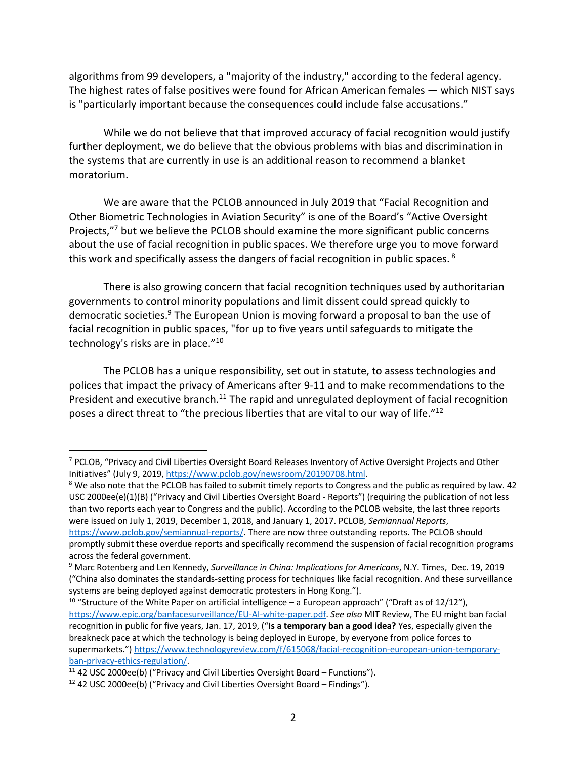algorithms from 99 developers, a "majority of the industry," according to the federal agency. The highest rates of false positives were found for African American females — which NIST says is "particularly important because the consequences could include false accusations."

While we do not believe that that improved accuracy of facial recognition would justify further deployment, we do believe that the obvious problems with bias and discrimination in the systems that are currently in use is an additional reason to recommend a blanket moratorium.

We are aware that the PCLOB announced in July 2019 that "Facial Recognition and Other Biometric Technologies in Aviation Security" is one of the Board's "Active Oversight Projects,"[7] but we believe the PCLOB should examine the more significant public concerns about the use of facial recognition in public spaces. We therefore urge you to move forward this work and specifically assess the dangers of facial recognition in public spaces. [8]

There is also growing concern that facial recognition techniques used by authoritarian governments to control minority populations and limit dissent could spread quickly to democratic societies.[9] The European Union is moving forward a proposal to ban the use of facial recognition in public spaces, "for up to five years until safeguards to mitigate the technology's risks are in place."[10]

The PCLOB has a unique responsibility, set out in statute, to assess technologies and polices that impact the privacy of Americans after 9-11 and to make recommendations to the President and executive branch.[11] The rapid and unregulated deployment of facial recognition poses a direct threat to "the precious liberties that are vital to our way of life."[12]

---

[7] PCLOB, "Privacy and Civil Liberties Oversight Board Releases Inventory of Active Oversight Projects and Other Initiatives" (July 9, 2019, https://www.pclob.gov/newsroom/20190708.html.

[8] We also note that the PCLOB has failed to submit timely reports to Congress and the public as required by law. 42 USC 2000ee(e)(1)(B) ("Privacy and Civil Liberties Oversight Board - Reports") (requiring the publication of not less than two reports each year to Congress and the public). According to the PCLOB website, the last three reports were issued on July 1, 2019, December 1, 2018, and January 1, 2017. PCLOB, *Semiannual Reports*, https://www.pclob.gov/semiannual-reports/. There are now three outstanding reports. The PCLOB should promptly submit these overdue reports and specifically recommend the suspension of facial recognition programs across the federal government.

[9] Marc Rotenberg and Len Kennedy, *Surveillance in China: Implications for Americans*, N.Y. Times, Dec. 19, 2019 ("China also dominates the standards-setting process for techniques like facial recognition. And these surveillance systems are being deployed against democratic protesters in Hong Kong.").

[10] "Structure of the White Paper on artificial intelligence – a European approach" ("Draft as of 12/12"), https://www.epic.org/banfacesurveillance/EU-AI-white-paper.pdf. *See also* MIT Review, The EU might ban facial recognition in public for five years, Jan. 17, 2019, ("**Is a temporary ban a good idea?** Yes, especially given the breakneck pace at which the technology is being deployed in Europe, by everyone from police forces to supermarkets.") https://www.technologyreview.com/f/615068/facial-recognition-european-union-temporary-ban-privacy-ethics-regulation/.

[11] 42 USC 2000ee(b) ("Privacy and Civil Liberties Oversight Board – Functions").

[12] 42 USC 2000ee(b) ("Privacy and Civil Liberties Oversight Board – Findings").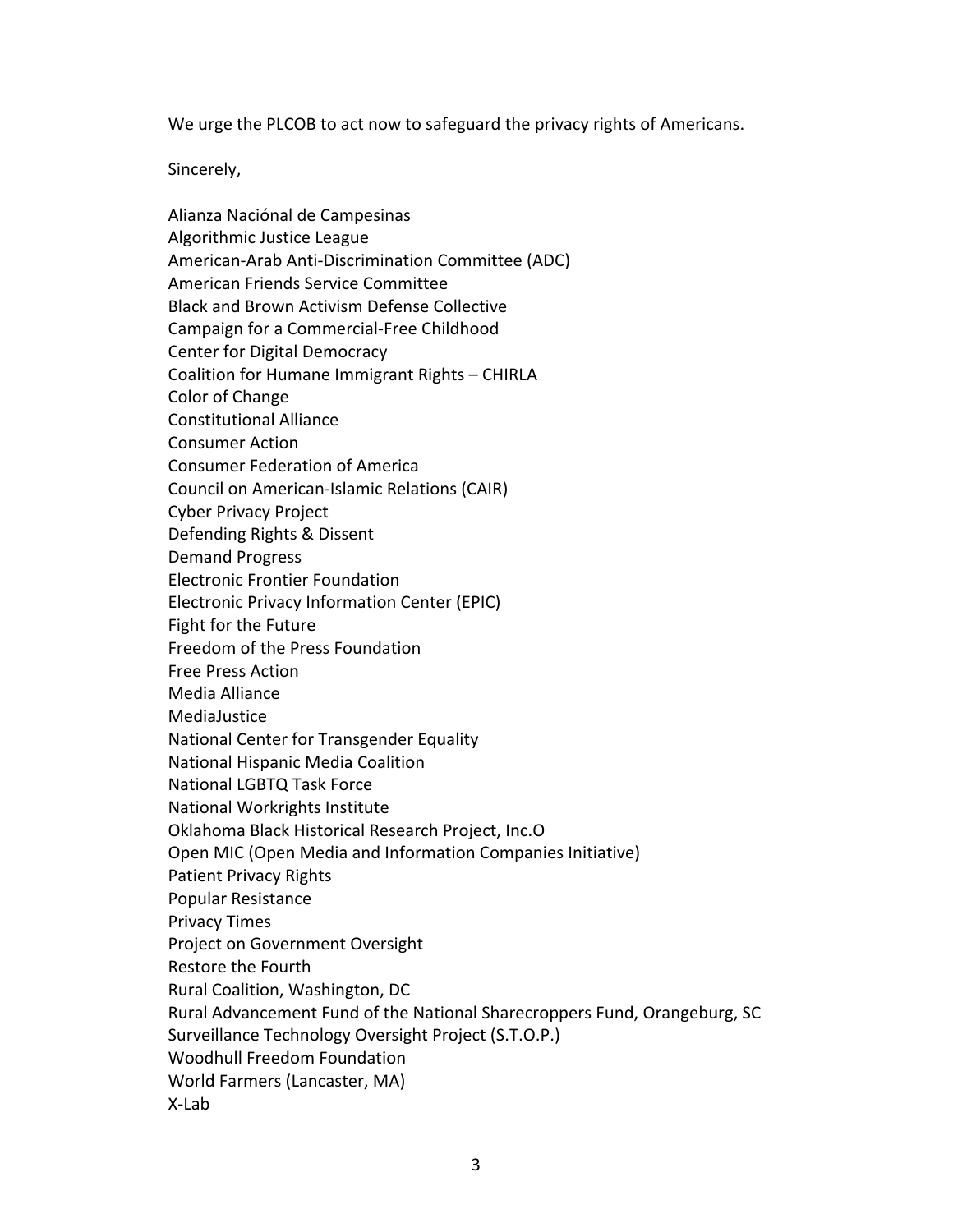We urge the PLCOB to act now to safeguard the privacy rights of Americans.

Sincerely,

Alianza Naciónal de Campesinas
Algorithmic Justice League
American-Arab Anti-Discrimination Committee (ADC)
American Friends Service Committee
Black and Brown Activism Defense Collective
Campaign for a Commercial-Free Childhood
Center for Digital Democracy
Coalition for Humane Immigrant Rights – CHIRLA
Color of Change
Constitutional Alliance
Consumer Action
Consumer Federation of America
Council on American-Islamic Relations (CAIR)
Cyber Privacy Project
Defending Rights & Dissent
Demand Progress
Electronic Frontier Foundation
Electronic Privacy Information Center (EPIC)
Fight for the Future
Freedom of the Press Foundation
Free Press Action
Media Alliance
MediaJustice
National Center for Transgender Equality
National Hispanic Media Coalition
National LGBTQ Task Force
National Workrights Institute
Oklahoma Black Historical Research Project, Inc.O
Open MIC (Open Media and Information Companies Initiative)
Patient Privacy Rights
Popular Resistance
Privacy Times
Project on Government Oversight
Restore the Fourth
Rural Coalition, Washington, DC
Rural Advancement Fund of the National Sharecroppers Fund, Orangeburg, SC
Surveillance Technology Oversight Project (S.T.O.P.)
Woodhull Freedom Foundation
World Farmers (Lancaster, MA)
X-Lab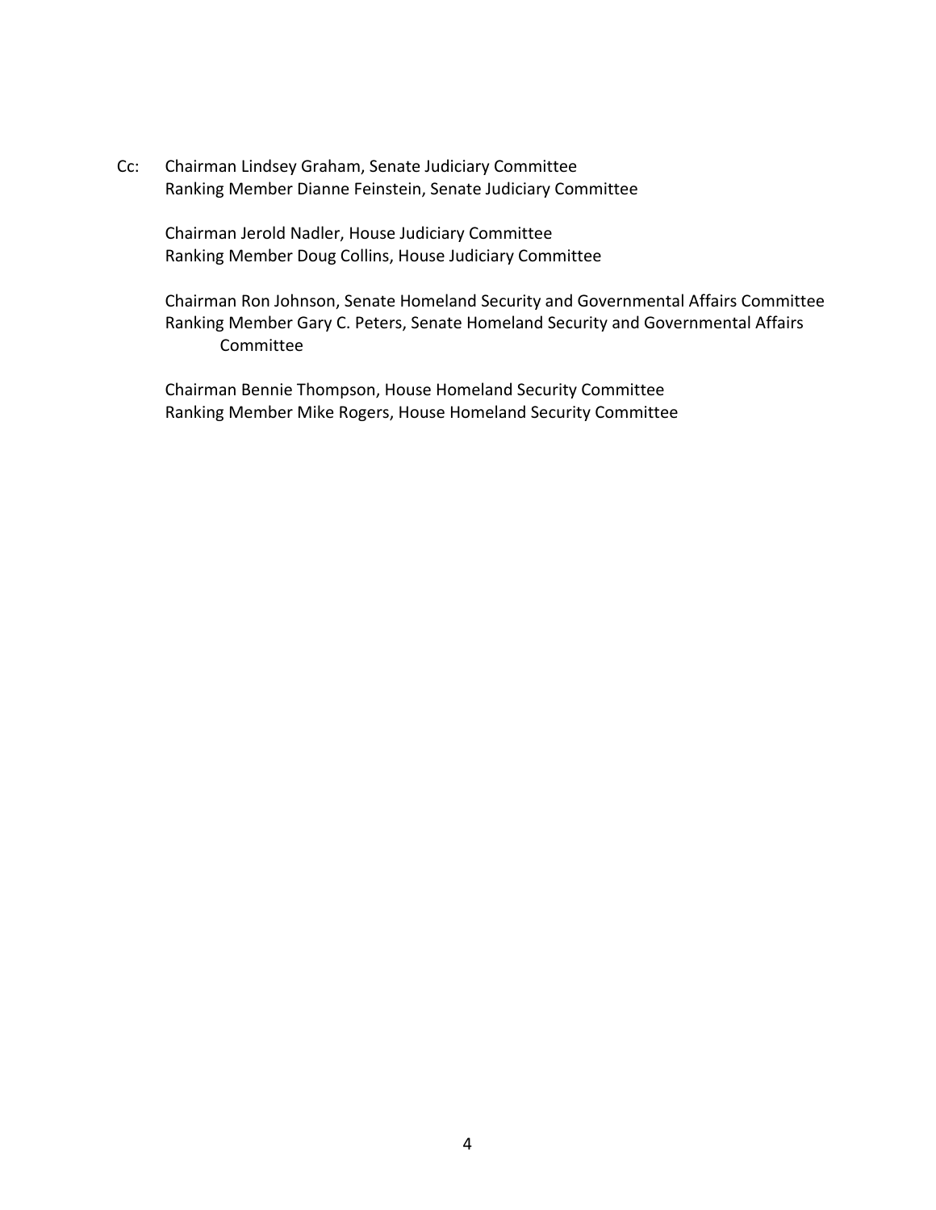Cc: Chairman Lindsey Graham, Senate Judiciary Committee
Ranking Member Dianne Feinstein, Senate Judiciary Committee

Chairman Jerold Nadler, House Judiciary Committee
Ranking Member Doug Collins, House Judiciary Committee

Chairman Ron Johnson, Senate Homeland Security and Governmental Affairs Committee
Ranking Member Gary C. Peters, Senate Homeland Security and Governmental Affairs Committee

Chairman Bennie Thompson, House Homeland Security Committee
Ranking Member Mike Rogers, House Homeland Security Committee